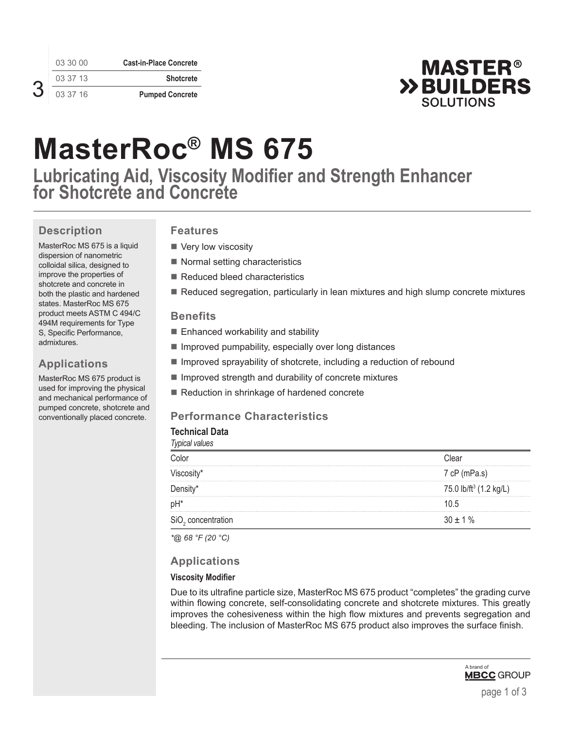| | |
|---|---|
| 03 30 00 | Cast-in-Place Concrete |
| 03 37 13 | Shotcrete |
| 03 37 16 | Pumped Concrete |

MASTER® BUILDERS SOLUTIONS

# MasterRoc® MS 675

## Lubricating Aid, Viscosity Modifier and Strength Enhancer for Shotcrete and Concrete

### Description

MasterRoc MS 675 is a liquid dispersion of nanometric colloidal silica, designed to improve the properties of shotcrete and concrete in both the plastic and hardened states. MasterRoc MS 675 product meets ASTM C 494/C 494M requirements for Type S, Specific Performance, admixtures.

### Applications

MasterRoc MS 675 product is used for improving the physical and mechanical performance of pumped concrete, shotcrete and conventionally placed concrete.

### Features

- Very low viscosity
- Normal setting characteristics
- Reduced bleed characteristics
- Reduced segregation, particularly in lean mixtures and high slump concrete mixtures

### Benefits

- Enhanced workability and stability
- Improved pumpability, especially over long distances
- Improved sprayability of shotcrete, including a reduction of rebound
- Improved strength and durability of concrete mixtures
- Reduction in shrinkage of hardened concrete

### Performance Characteristics

**Technical Data**

*Typical values*

| | |
|---|---|
| Color | Clear |
| Viscosity* | 7 cP (mPa.s) |
| Density* | 75.0 lb/ft$^3$ (1.2 kg/L) |
| pH* | 10.5 |
| $SiO_2$ concentration | 30 ± 1 % |

*\*@ 68 °F (20 °C)*

### Applications

**Viscosity Modifier**

Due to its ultrafine particle size, MasterRoc MS 675 product "completes" the grading curve within flowing concrete, self-consolidating concrete and shotcrete mixtures. This greatly improves the cohesiveness within the high flow mixtures and prevents segregation and bleeding. The inclusion of MasterRoc MS 675 product also improves the surface finish.

A brand of MBCC GROUP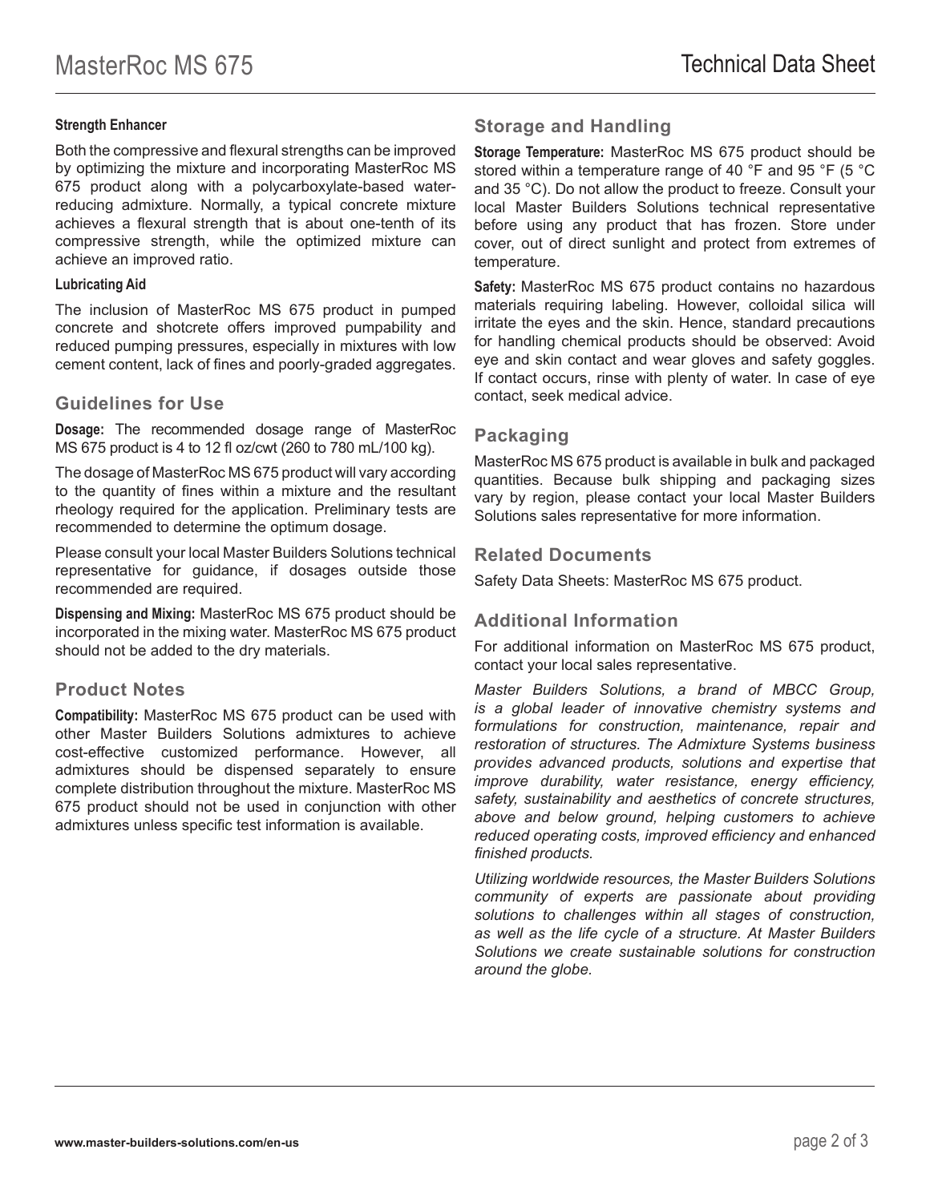#### Strength Enhancer

Both the compressive and flexural strengths can be improved by optimizing the mixture and incorporating MasterRoc MS 675 product along with a polycarboxylate-based water-reducing admixture. Normally, a typical concrete mixture achieves a flexural strength that is about one-tenth of its compressive strength, while the optimized mixture can achieve an improved ratio.

#### Lubricating Aid

The inclusion of MasterRoc MS 675 product in pumped concrete and shotcrete offers improved pumpability and reduced pumping pressures, especially in mixtures with low cement content, lack of fines and poorly-graded aggregates.

## Guidelines for Use

**Dosage:** The recommended dosage range of MasterRoc MS 675 product is 4 to 12 fl oz/cwt (260 to 780 mL/100 kg).

The dosage of MasterRoc MS 675 product will vary according to the quantity of fines within a mixture and the resultant rheology required for the application. Preliminary tests are recommended to determine the optimum dosage.

Please consult your local Master Builders Solutions technical representative for guidance, if dosages outside those recommended are required.

**Dispensing and Mixing:** MasterRoc MS 675 product should be incorporated in the mixing water. MasterRoc MS 675 product should not be added to the dry materials.

## Product Notes

**Compatibility:** MasterRoc MS 675 product can be used with other Master Builders Solutions admixtures to achieve cost-effective customized performance. However, all admixtures should be dispensed separately to ensure complete distribution throughout the mixture. MasterRoc MS 675 product should not be used in conjunction with other admixtures unless specific test information is available.

## Storage and Handling

**Storage Temperature:** MasterRoc MS 675 product should be stored within a temperature range of 40 °F and 95 °F (5 °C and 35 °C). Do not allow the product to freeze. Consult your local Master Builders Solutions technical representative before using any product that has frozen. Store under cover, out of direct sunlight and protect from extremes of temperature.

**Safety:** MasterRoc MS 675 product contains no hazardous materials requiring labeling. However, colloidal silica will irritate the eyes and the skin. Hence, standard precautions for handling chemical products should be observed: Avoid eye and skin contact and wear gloves and safety goggles. If contact occurs, rinse with plenty of water. In case of eye contact, seek medical advice.

## Packaging

MasterRoc MS 675 product is available in bulk and packaged quantities. Because bulk shipping and packaging sizes vary by region, please contact your local Master Builders Solutions sales representative for more information.

## Related Documents

Safety Data Sheets: MasterRoc MS 675 product.

## Additional Information

For additional information on MasterRoc MS 675 product, contact your local sales representative.

*Master Builders Solutions, a brand of MBCC Group, is a global leader of innovative chemistry systems and formulations for construction, maintenance, repair and restoration of structures. The Admixture Systems business provides advanced products, solutions and expertise that improve durability, water resistance, energy efficiency, safety, sustainability and aesthetics of concrete structures, above and below ground, helping customers to achieve reduced operating costs, improved efficiency and enhanced finished products.*

*Utilizing worldwide resources, the Master Builders Solutions community of experts are passionate about providing solutions to challenges within all stages of construction, as well as the life cycle of a structure. At Master Builders Solutions we create sustainable solutions for construction around the globe.*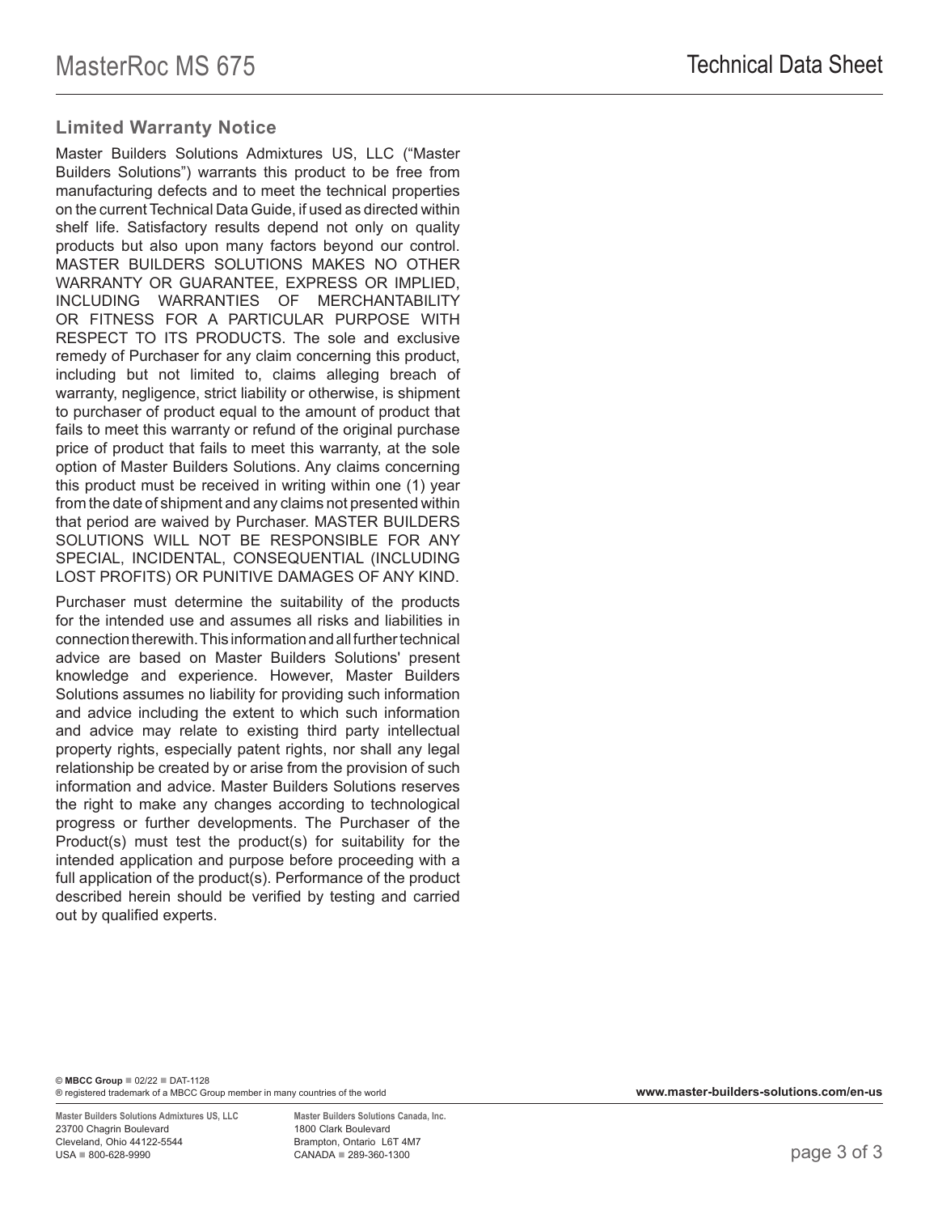## Limited Warranty Notice

Master Builders Solutions Admixtures US, LLC ("Master Builders Solutions") warrants this product to be free from manufacturing defects and to meet the technical properties on the current Technical Data Guide, if used as directed within shelf life. Satisfactory results depend not only on quality products but also upon many factors beyond our control. MASTER BUILDERS SOLUTIONS MAKES NO OTHER WARRANTY OR GUARANTEE, EXPRESS OR IMPLIED, INCLUDING WARRANTIES OF MERCHANTABILITY OR FITNESS FOR A PARTICULAR PURPOSE WITH RESPECT TO ITS PRODUCTS. The sole and exclusive remedy of Purchaser for any claim concerning this product, including but not limited to, claims alleging breach of warranty, negligence, strict liability or otherwise, is shipment to purchaser of product equal to the amount of product that fails to meet this warranty or refund of the original purchase price of product that fails to meet this warranty, at the sole option of Master Builders Solutions. Any claims concerning this product must be received in writing within one (1) year from the date of shipment and any claims not presented within that period are waived by Purchaser. MASTER BUILDERS SOLUTIONS WILL NOT BE RESPONSIBLE FOR ANY SPECIAL, INCIDENTAL, CONSEQUENTIAL (INCLUDING LOST PROFITS) OR PUNITIVE DAMAGES OF ANY KIND.

Purchaser must determine the suitability of the products for the intended use and assumes all risks and liabilities in connection therewith. This information and all further technical advice are based on Master Builders Solutions' present knowledge and experience. However, Master Builders Solutions assumes no liability for providing such information and advice including the extent to which such information and advice may relate to existing third party intellectual property rights, especially patent rights, nor shall any legal relationship be created by or arise from the provision of such information and advice. Master Builders Solutions reserves the right to make any changes according to technological progress or further developments. The Purchaser of the Product(s) must test the product(s) for suitability for the intended application and purpose before proceeding with a full application of the product(s). Performance of the product described herein should be verified by testing and carried out by qualified experts.

© **MBCC Group** ■ 02/22 ■ DAT-1128
® registered trademark of a MBCC Group member in many countries of the world

**www.master-builders-solutions.com/en-us**

**Master Builders Solutions Admixtures US, LLC**
23700 Chagrin Boulevard
Cleveland, Ohio 44122-5544
USA ■ 800-628-9990

**Master Builders Solutions Canada, Inc.**
1800 Clark Boulevard
Brampton, Ontario L6T 4M7
CANADA ■ 289-360-1300